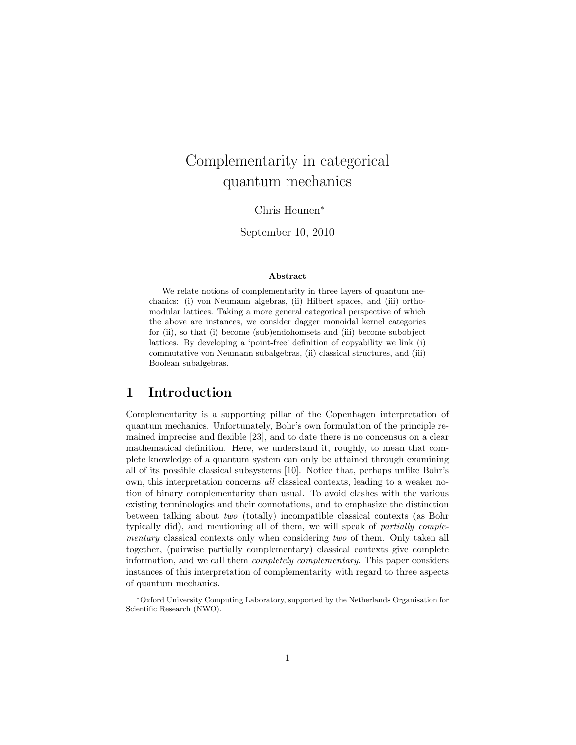# Complementarity in categorical quantum mechanics

Chris Heunen*

September 10, 2010

**Abstract**

We relate notions of complementarity in three layers of quantum mechanics: (i) von Neumann algebras, (ii) Hilbert spaces, and (iii) orthomodular lattices. Taking a more general categorical perspective of which the above are instances, we consider dagger monoidal kernel categories for (ii), so that (i) become (sub)endohomsets and (iii) become subobject lattices. By developing a 'point-free' definition of copyability we link (i) commutative von Neumann subalgebras, (ii) classical structures, and (iii) Boolean subalgebras.

## 1 Introduction

Complementarity is a supporting pillar of the Copenhagen interpretation of quantum mechanics. Unfortunately, Bohr's own formulation of the principle remained imprecise and flexible [23], and to date there is no concensus on a clear mathematical definition. Here, we understand it, roughly, to mean that complete knowledge of a quantum system can only be attained through examining all of its possible classical subsystems [10]. Notice that, perhaps unlike Bohr's own, this interpretation concerns *all* classical contexts, leading to a weaker notion of binary complementarity than usual. To avoid clashes with the various existing terminologies and their connotations, and to emphasize the distinction between talking about *two* (totally) incompatible classical contexts (as Bohr typically did), and mentioning all of them, we will speak of *partially complementary* classical contexts only when considering *two* of them. Only taken all together, (pairwise partially complementary) classical contexts give complete information, and we call them *completely complementary*. This paper considers instances of this interpretation of complementarity with regard to three aspects of quantum mechanics.

*Oxford University Computing Laboratory, supported by the Netherlands Organisation for Scientific Research (NWO).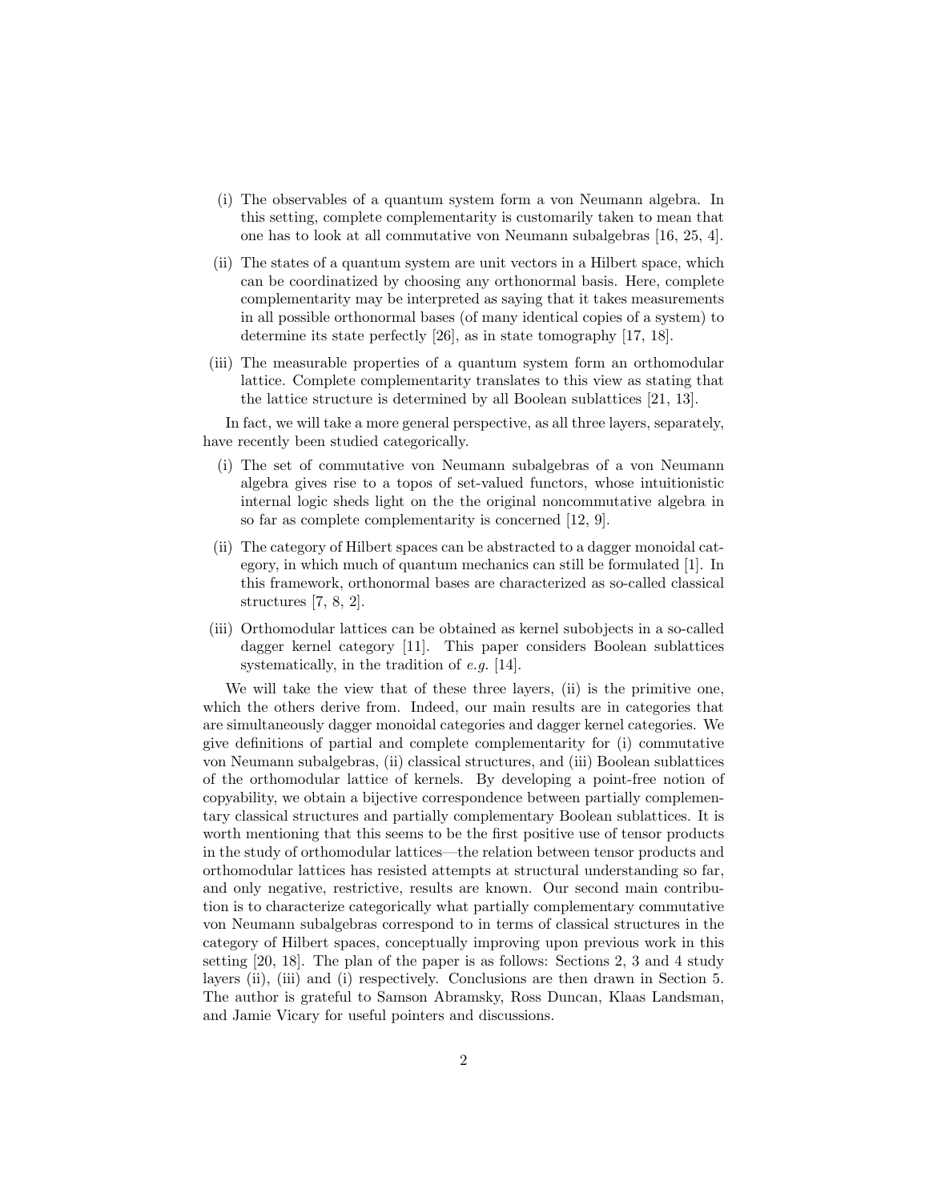(i) The observables of a quantum system form a von Neumann algebra. In this setting, complete complementarity is customarily taken to mean that one has to look at all commutative von Neumann subalgebras [16, 25, 4].

(ii) The states of a quantum system are unit vectors in a Hilbert space, which can be coordinatized by choosing any orthonormal basis. Here, complete complementarity may be interpreted as saying that it takes measurements in all possible orthonormal bases (of many identical copies of a system) to determine its state perfectly [26], as in state tomography [17, 18].

(iii) The measurable properties of a quantum system form an orthomodular lattice. Complete complementarity translates to this view as stating that the lattice structure is determined by all Boolean sublattices [21, 13].

In fact, we will take a more general perspective, as all three layers, separately, have recently been studied categorically.

(i) The set of commutative von Neumann subalgebras of a von Neumann algebra gives rise to a topos of set-valued functors, whose intuitionistic internal logic sheds light on the the original noncommutative algebra in so far as complete complementarity is concerned [12, 9].

(ii) The category of Hilbert spaces can be abstracted to a dagger monoidal category, in which much of quantum mechanics can still be formulated [1]. In this framework, orthonormal bases are characterized as so-called classical structures [7, 8, 2].

(iii) Orthomodular lattices can be obtained as kernel subobjects in a so-called dagger kernel category [11]. This paper considers Boolean sublattices systematically, in the tradition of *e.g.* [14].

We will take the view that of these three layers, (ii) is the primitive one, which the others derive from. Indeed, our main results are in categories that are simultaneously dagger monoidal categories and dagger kernel categories. We give definitions of partial and complete complementarity for (i) commutative von Neumann subalgebras, (ii) classical structures, and (iii) Boolean sublattices of the orthomodular lattice of kernels. By developing a point-free notion of copyability, we obtain a bijective correspondence between partially complementary classical structures and partially complementary Boolean sublattices. It is worth mentioning that this seems to be the first positive use of tensor products in the study of orthomodular lattices—the relation between tensor products and orthomodular lattices has resisted attempts at structural understanding so far, and only negative, restrictive, results are known. Our second main contribution is to characterize categorically what partially complementary commutative von Neumann subalgebras correspond to in terms of classical structures in the category of Hilbert spaces, conceptually improving upon previous work in this setting [20, 18]. The plan of the paper is as follows: Sections 2, 3 and 4 study layers (ii), (iii) and (i) respectively. Conclusions are then drawn in Section 5. The author is grateful to Samson Abramsky, Ross Duncan, Klaas Landsman, and Jamie Vicary for useful pointers and discussions.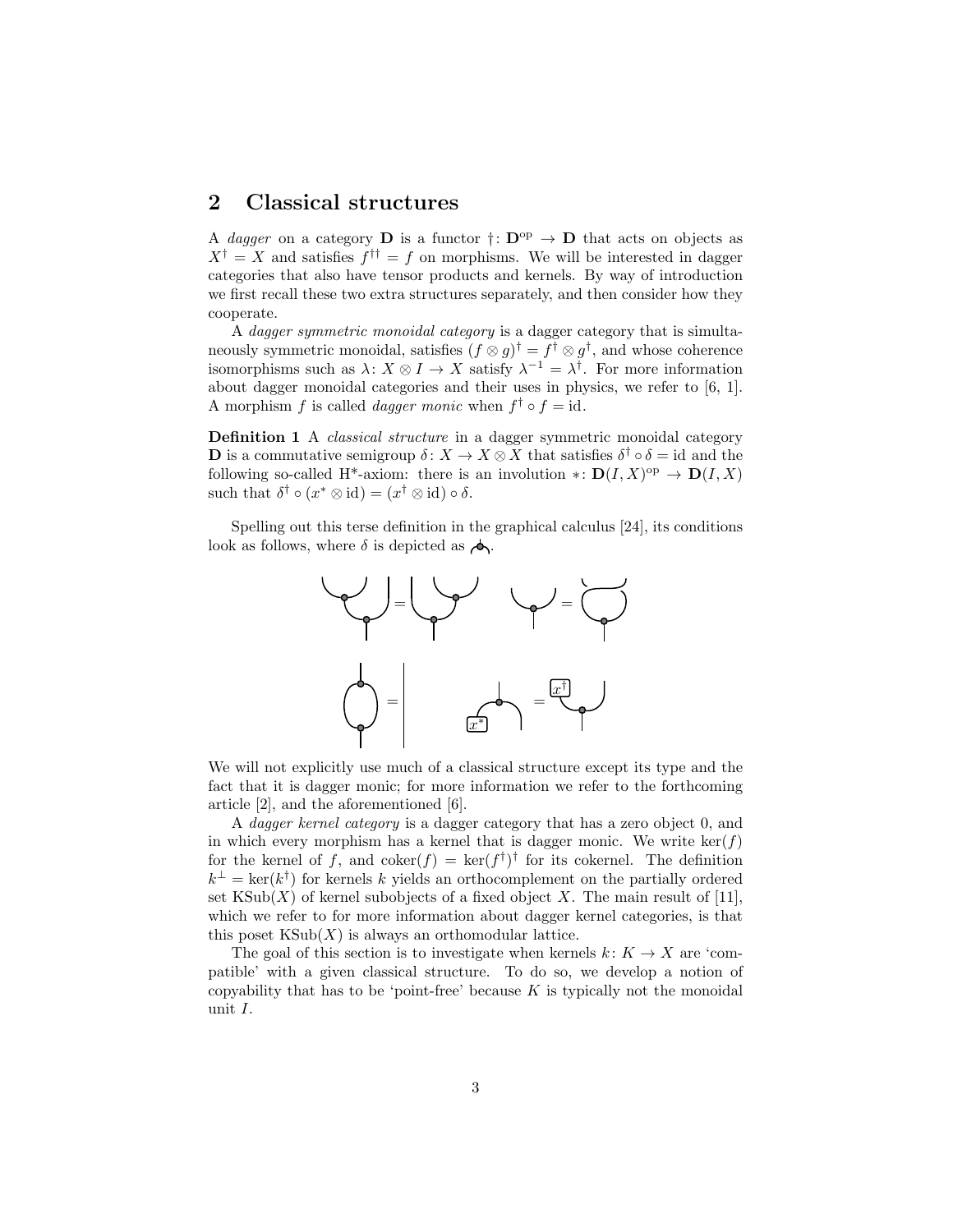## 2 Classical structures

A *dagger* on a category $\mathbf{D}$ is a functor $\dagger\colon \mathbf{D}^{\mathrm{op}} \to \mathbf{D}$ that acts on objects as $X^\dagger = X$ and satisfies $f^{\dagger\dagger} = f$ on morphisms. We will be interested in dagger categories that also have tensor products and kernels. By way of introduction we first recall these two extra structures separately, and then consider how they cooperate.

A *dagger symmetric monoidal category* is a dagger category that is simultaneously symmetric monoidal, satisfies $(f \otimes g)^\dagger = f^\dagger \otimes g^\dagger$, and whose coherence isomorphisms such as $\lambda\colon X \otimes I \to X$ satisfy $\lambda^{-1} = \lambda^\dagger$. For more information about dagger monoidal categories and their uses in physics, we refer to [6, 1]. A morphism $f$ is called *dagger monic* when $f^\dagger \circ f = \mathrm{id}$.

**Definition 1** A *classical structure* in a dagger symmetric monoidal category $\mathbf{D}$ is a commutative semigroup $\delta\colon X \to X \otimes X$ that satisfies $\delta^\dagger \circ \delta = \mathrm{id}$ and the following so-called H\*-axiom: there is an involution $*\colon \mathbf{D}(I, X)^{\mathrm{op}} \to \mathbf{D}(I, X)$ such that $\delta^\dagger \circ (x^* \otimes \mathrm{id}) = (x^\dagger \otimes \mathrm{id}) \circ \delta$.

Spelling out this terse definition in the graphical calculus [24], its conditions look as follows, where $\delta$ is depicted as [diagram].

[Graphical equations: associativity, commutativity, $\delta^\dagger \circ \delta = \mathrm{id}$, and the H\*-axiom with $x^*$ and $x^\dagger$]

We will not explicitly use much of a classical structure except its type and the fact that it is dagger monic; for more information we refer to the forthcoming article [2], and the aforementioned [6].

A *dagger kernel category* is a dagger category that has a zero object 0, and in which every morphism has a kernel that is dagger monic. We write $\ker(f)$ for the kernel of $f$, and $\mathrm{coker}(f) = \ker(f^\dagger)^\dagger$ for its cokernel. The definition $k^\perp = \ker(k^\dagger)$ for kernels $k$ yields an orthocomplement on the partially ordered set $\mathrm{KSub}(X)$ of kernel subobjects of a fixed object $X$. The main result of [11], which we refer to for more information about dagger kernel categories, is that this poset $\mathrm{KSub}(X)$ is always an orthomodular lattice.

The goal of this section is to investigate when kernels $k\colon K \to X$ are 'compatible' with a given classical structure. To do so, we develop a notion of copyability that has to be 'point-free' because $K$ is typically not the monoidal unit $I$.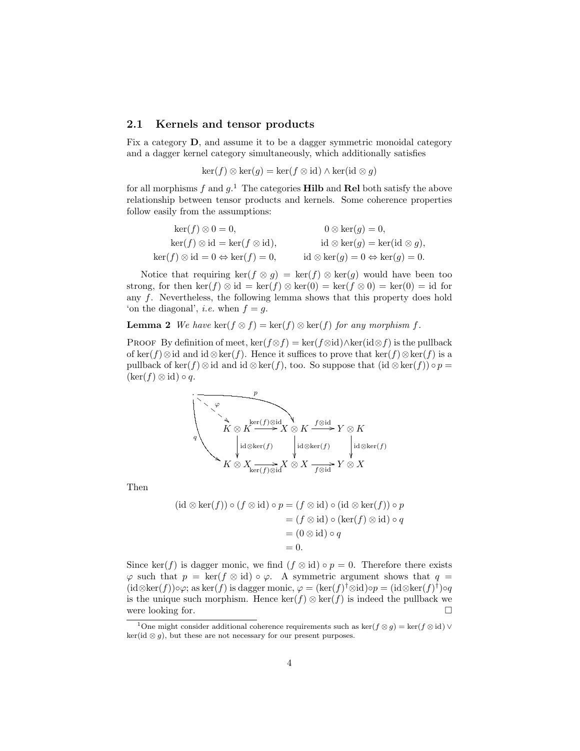## 2.1 Kernels and tensor products

Fix a category $\mathbf{D}$, and assume it to be a dagger symmetric monoidal category and a dagger kernel category simultaneously, which additionally satisfies

$$\ker(f) \otimes \ker(g) = \ker(f \otimes \mathrm{id}) \wedge \ker(\mathrm{id} \otimes g)$$

for all morphisms $f$ and $g$.[1] The categories **Hilb** and **Rel** both satisfy the above relationship between tensor products and kernels. Some coherence properties follow easily from the assumptions:

$$\begin{array}{cc}
\ker(f) \otimes 0 = 0, & 0 \otimes \ker(g) = 0, \\
\ker(f) \otimes \mathrm{id} = \ker(f \otimes \mathrm{id}), & \mathrm{id} \otimes \ker(g) = \ker(\mathrm{id} \otimes g), \\
\ker(f) \otimes \mathrm{id} = 0 \Leftrightarrow \ker(f) = 0, & \mathrm{id} \otimes \ker(g) = 0 \Leftrightarrow \ker(g) = 0.
\end{array}$$

Notice that requiring $\ker(f \otimes g) = \ker(f) \otimes \ker(g)$ would have been too strong, for then $\ker(f) \otimes \mathrm{id} = \ker(f) \otimes \ker(0) = \ker(f \otimes 0) = \ker(0) = \mathrm{id}$ for any $f$. Nevertheless, the following lemma shows that this property does hold 'on the diagonal', *i.e.* when $f = g$.

**Lemma 2** *We have $\ker(f \otimes f) = \ker(f) \otimes \ker(f)$ for any morphism $f$.*

Proof By definition of meet, $\ker(f \otimes f) = \ker(f \otimes \mathrm{id}) \wedge \ker(\mathrm{id} \otimes f)$ is the pullback of $\ker(f) \otimes \mathrm{id}$ and $\mathrm{id} \otimes \ker(f)$. Hence it suffices to prove that $\ker(f) \otimes \ker(f)$ is a pullback of $\ker(f) \otimes \mathrm{id}$ and $\mathrm{id} \otimes \ker(f)$, too. So suppose that $(\mathrm{id} \otimes \ker(f)) \circ p = (\ker(f) \otimes \mathrm{id}) \circ q$.

$$\begin{array}{ccccc}
K \otimes K & \xrightarrow{\ker(f) \otimes \mathrm{id}} & X \otimes K & \xrightarrow{f \otimes \mathrm{id}} & Y \otimes K \\
\downarrow{\scriptstyle \mathrm{id} \otimes \ker(f)} & & \downarrow{\scriptstyle \mathrm{id} \otimes \ker(f)} & & \downarrow{\scriptstyle \mathrm{id} \otimes \ker(f)} \\
K \otimes X & \xrightarrow[\ker(f) \otimes \mathrm{id}]{} & X \otimes X & \xrightarrow[f \otimes \mathrm{id}]{} & Y \otimes X
\end{array}$$

(with $p \colon \cdot \to X \otimes K$, $q \colon \cdot \to K \otimes X$, and dashed $\varphi \colon \cdot \to K \otimes K$)

Then

$$\begin{aligned}
(\mathrm{id} \otimes \ker(f)) \circ (f \otimes \mathrm{id}) \circ p &= (f \otimes \mathrm{id}) \circ (\mathrm{id} \otimes \ker(f)) \circ p \\
&= (f \otimes \mathrm{id}) \circ (\ker(f) \otimes \mathrm{id}) \circ q \\
&= (0 \otimes \mathrm{id}) \circ q \\
&= 0.
\end{aligned}$$

Since $\ker(f)$ is dagger monic, we find $(f \otimes \mathrm{id}) \circ p = 0$. Therefore there exists $\varphi$ such that $p = \ker(f \otimes \mathrm{id}) \circ \varphi$. A symmetric argument shows that $q = (\mathrm{id} \otimes \ker(f)) \circ \varphi$; as $\ker(f)$ is dagger monic, $\varphi = (\ker(f)^\dagger \otimes \mathrm{id}) \circ p = (\mathrm{id} \otimes \ker(f)^\dagger) \circ q$ is the unique such morphism. Hence $\ker(f) \otimes \ker(f)$ is indeed the pullback we were looking for. $\square$

---

[1] One might consider additional coherence requirements such as $\ker(f \otimes g) = \ker(f \otimes \mathrm{id}) \vee \ker(\mathrm{id} \otimes g)$, but these are not necessary for our present purposes.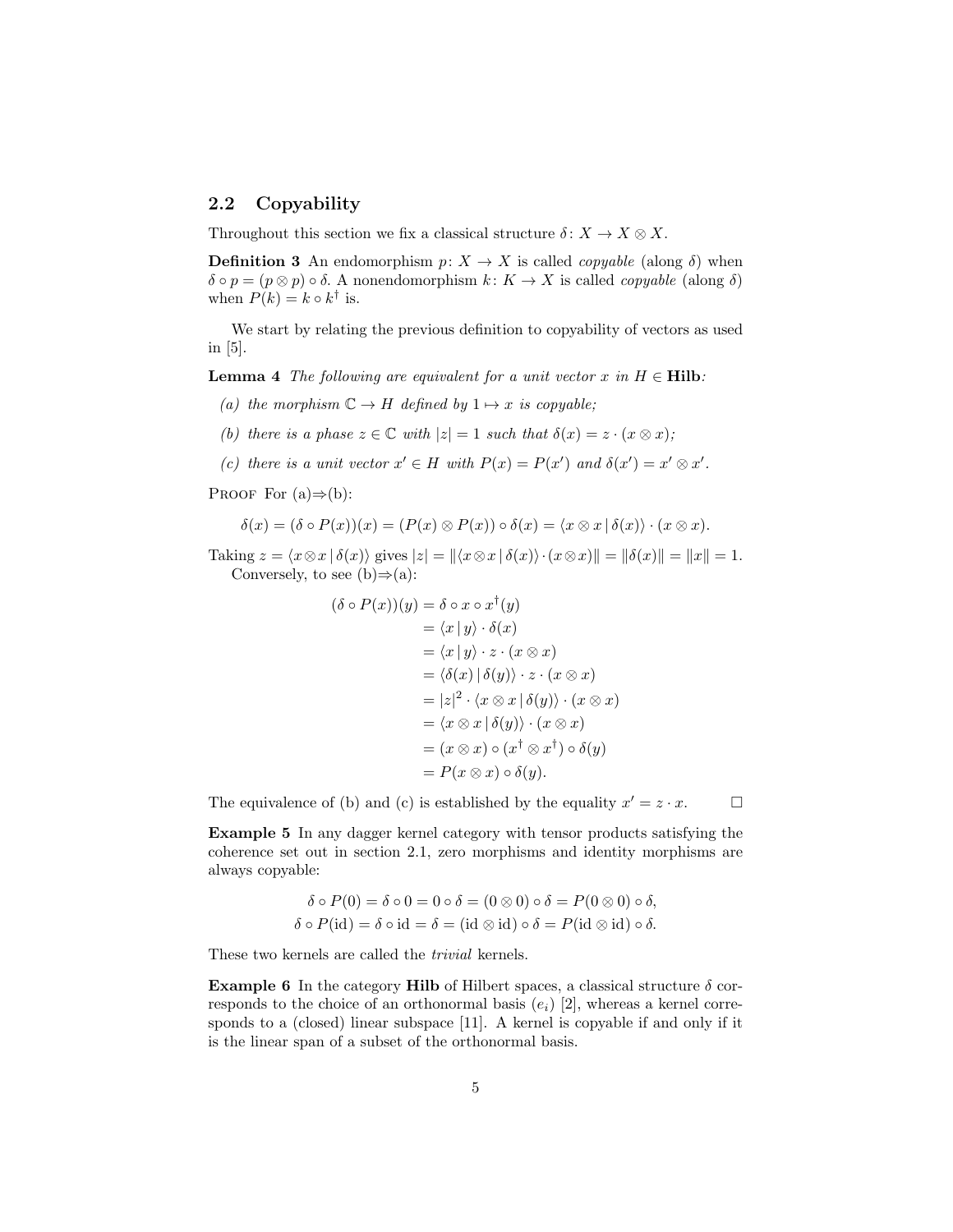## 2.2 Copyability

Throughout this section we fix a classical structure $\delta \colon X \to X \otimes X$.

**Definition 3** An endomorphism $p \colon X \to X$ is called *copyable* (along $\delta$) when $\delta \circ p = (p \otimes p) \circ \delta$. A nonendomorphism $k \colon K \to X$ is called *copyable* (along $\delta$) when $P(k) = k \circ k^\dagger$ is.

We start by relating the previous definition to copyability of vectors as used in [5].

**Lemma 4** *The following are equivalent for a unit vector $x$ in $H \in \mathbf{Hilb}$:*

*(a) the morphism $\mathbb{C} \to H$ defined by $1 \mapsto x$ is copyable;*

*(b) there is a phase $z \in \mathbb{C}$ with $|z| = 1$ such that $\delta(x) = z \cdot (x \otimes x)$;*

*(c) there is a unit vector $x' \in H$ with $P(x) = P(x')$ and $\delta(x') = x' \otimes x'$.*

Proof For (a)⇒(b):

$$\delta(x) = (\delta \circ P(x))(x) = (P(x) \otimes P(x)) \circ \delta(x) = \langle x \otimes x \,|\, \delta(x) \rangle \cdot (x \otimes x).$$

Taking $z = \langle x \otimes x \,|\, \delta(x) \rangle$ gives $|z| = \| \langle x \otimes x \,|\, \delta(x) \rangle \cdot (x \otimes x) \| = \|\delta(x)\| = \|x\| = 1$.

Conversely, to see (b)⇒(a):

$$\begin{aligned}
(\delta \circ P(x))(y) &= \delta \circ x \circ x^\dagger(y) \\
&= \langle x \,|\, y \rangle \cdot \delta(x) \\
&= \langle x \,|\, y \rangle \cdot z \cdot (x \otimes x) \\
&= \langle \delta(x) \,|\, \delta(y) \rangle \cdot z \cdot (x \otimes x) \\
&= |z|^2 \cdot \langle x \otimes x \,|\, \delta(y) \rangle \cdot (x \otimes x) \\
&= \langle x \otimes x \,|\, \delta(y) \rangle \cdot (x \otimes x) \\
&= (x \otimes x) \circ (x^\dagger \otimes x^\dagger) \circ \delta(y) \\
&= P(x \otimes x) \circ \delta(y).
\end{aligned}$$

The equivalence of (b) and (c) is established by the equality $x' = z \cdot x$. □

**Example 5** In any dagger kernel category with tensor products satisfying the coherence set out in section 2.1, zero morphisms and identity morphisms are always copyable:

$$\delta \circ P(0) = \delta \circ 0 = 0 \circ \delta = (0 \otimes 0) \circ \delta = P(0 \otimes 0) \circ \delta,$$
$$\delta \circ P(\mathrm{id}) = \delta \circ \mathrm{id} = \delta = (\mathrm{id} \otimes \mathrm{id}) \circ \delta = P(\mathrm{id} \otimes \mathrm{id}) \circ \delta.$$

These two kernels are called the *trivial* kernels.

**Example 6** In the category **Hilb** of Hilbert spaces, a classical structure $\delta$ corresponds to the choice of an orthonormal basis $(e_i)$ [2], whereas a kernel corresponds to a (closed) linear subspace [11]. A kernel is copyable if and only if it is the linear span of a subset of the orthonormal basis.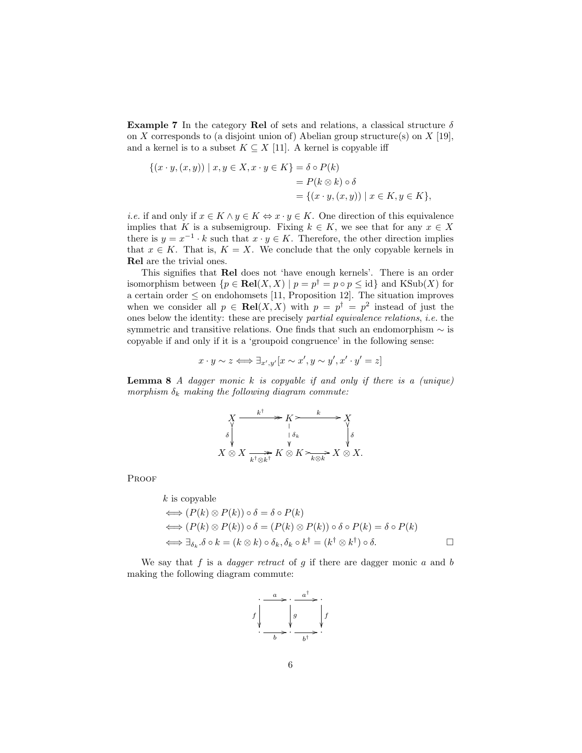**Example 7** In the category **Rel** of sets and relations, a classical structure $\delta$ on $X$ corresponds to (a disjoint union of) Abelian group structure(s) on $X$ [19], and a kernel is to a subset $K \subseteq X$ [11]. A kernel is copyable iff

$$
\begin{aligned}
\{(x \cdot y, (x,y)) \mid x, y \in X, x \cdot y \in K\} &= \delta \circ P(k) \\
&= P(k \otimes k) \circ \delta \\
&= \{(x \cdot y, (x,y)) \mid x \in K, y \in K\},
\end{aligned}
$$

*i.e.* if and only if $x \in K \wedge y \in K \Leftrightarrow x \cdot y \in K$. One direction of this equivalence implies that $K$ is a subsemigroup. Fixing $k \in K$, we see that for any $x \in X$ there is $y = x^{-1} \cdot k$ such that $x \cdot y \in K$. Therefore, the other direction implies that $x \in K$. That is, $K = X$. We conclude that the only copyable kernels in **Rel** are the trivial ones.

This signifies that **Rel** does not 'have enough kernels'. There is an order isomorphism between $\{p \in \mathbf{Rel}(X,X) \mid p = p^\dagger = p \circ p \leq \mathrm{id}\}$ and $\mathrm{KSub}(X)$ for a certain order $\leq$ on endohomsets [11, Proposition 12]. The situation improves when we consider all $p \in \mathbf{Rel}(X,X)$ with $p = p^\dagger = p^2$ instead of just the ones below the identity: these are precisely *partial equivalence relations*, *i.e.* the symmetric and transitive relations. One finds that such an endomorphism $\sim$ is copyable if and only if it is a 'groupoid congruence' in the following sense:

$$
x \cdot y \sim z \Longleftrightarrow \exists_{x', y'}[x \sim x', y \sim y', x' \cdot y' = z]
$$

**Lemma 8** *A dagger monic $k$ is copyable if and only if there is a (unique) morphism $\delta_k$ making the following diagram commute:*

$$
\begin{array}{ccccc}
X & \xrightarrow{k^\dagger} & K & \xrightarrow{k} & X \\
\downarrow{\scriptstyle \delta} & & \downarrow{\scriptstyle \delta_k} & & \downarrow{\scriptstyle \delta} \\
X \otimes X & \xrightarrow[k^\dagger \otimes k^\dagger]{} & K \otimes K & \xrightarrow[k \otimes k]{} & X \otimes X.
\end{array}
$$

Proof

$$
\begin{aligned}
& k \text{ is copyable} \\
\Longleftrightarrow\ & (P(k) \otimes P(k)) \circ \delta = \delta \circ P(k) \\
\Longleftrightarrow\ & (P(k) \otimes P(k)) \circ \delta = (P(k) \otimes P(k)) \circ \delta \circ P(k) = \delta \circ P(k) \\
\Longleftrightarrow\ & \exists_{\delta_k}. \delta \circ k = (k \otimes k) \circ \delta_k, \delta_k \circ k^\dagger = (k^\dagger \otimes k^\dagger) \circ \delta. \qquad \square
\end{aligned}
$$

We say that $f$ is a *dagger retract* of $g$ if there are dagger monic $a$ and $b$ making the following diagram commute:

$$
\begin{array}{ccccc}
\cdot & \xrightarrow{a} & \cdot & \xrightarrow{a^\dagger} & \cdot \\
\downarrow{\scriptstyle f} & & \downarrow{\scriptstyle g} & & \downarrow{\scriptstyle f} \\
\cdot & \xrightarrow[b]{} & \cdot & \xrightarrow[b^\dagger]{} & \cdot
\end{array}
$$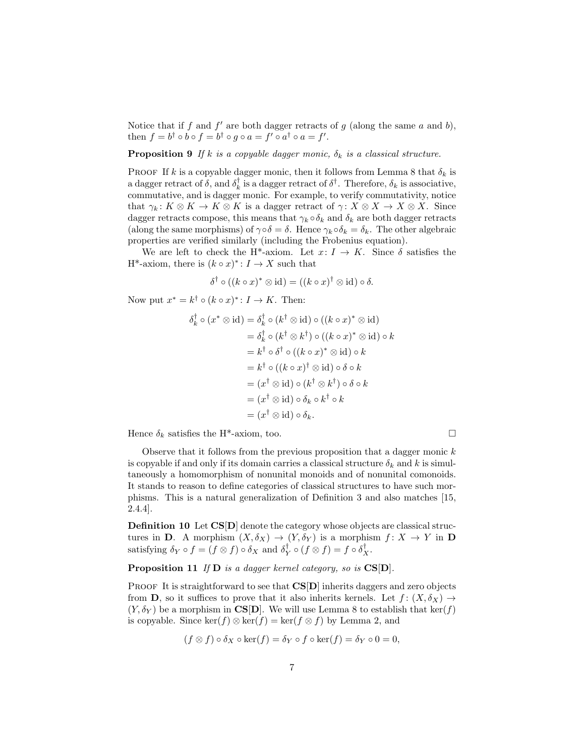Notice that if $f$ and $f'$ are both dagger retracts of $g$ (along the same $a$ and $b$), then $f = b^\dagger \circ b \circ f = b^\dagger \circ g \circ a = f' \circ a^\dagger \circ a = f'$.

**Proposition 9** *If $k$ is a copyable dagger monic, $\delta_k$ is a classical structure.*

PROOF If $k$ is a copyable dagger monic, then it follows from Lemma 8 that $\delta_k$ is a dagger retract of $\delta$, and $\delta_k^\dagger$ is a dagger retract of $\delta^\dagger$. Therefore, $\delta_k$ is associative, commutative, and is dagger monic. For example, to verify commutativity, notice that $\gamma_k \colon K \otimes K \to K \otimes K$ is a dagger retract of $\gamma \colon X \otimes X \to X \otimes X$. Since dagger retracts compose, this means that $\gamma_k \circ \delta_k$ and $\delta_k$ are both dagger retracts (along the same morphisms) of $\gamma \circ \delta = \delta$. Hence $\gamma_k \circ \delta_k = \delta_k$. The other algebraic properties are verified similarly (including the Frobenius equation).

We are left to check the H*-axiom. Let $x \colon I \to K$. Since $\delta$ satisfies the H*-axiom, there is $(k \circ x)^* \colon I \to X$ such that

$$\delta^\dagger \circ ((k \circ x)^* \otimes \mathrm{id}) = ((k \circ x)^\dagger \otimes \mathrm{id}) \circ \delta.$$

Now put $x^* = k^\dagger \circ (k \circ x)^* \colon I \to K$. Then:

$$\begin{aligned}
\delta_k^\dagger \circ (x^* \otimes \mathrm{id}) &= \delta_k^\dagger \circ (k^\dagger \otimes \mathrm{id}) \circ ((k \circ x)^* \otimes \mathrm{id}) \\
&= \delta_k^\dagger \circ (k^\dagger \otimes k^\dagger) \circ ((k \circ x)^* \otimes \mathrm{id}) \circ k \\
&= k^\dagger \circ \delta^\dagger \circ ((k \circ x)^* \otimes \mathrm{id}) \circ k \\
&= k^\dagger \circ ((k \circ x)^\dagger \otimes \mathrm{id}) \circ \delta \circ k \\
&= (x^\dagger \otimes \mathrm{id}) \circ (k^\dagger \otimes k^\dagger) \circ \delta \circ k \\
&= (x^\dagger \otimes \mathrm{id}) \circ \delta_k \circ k^\dagger \circ k \\
&= (x^\dagger \otimes \mathrm{id}) \circ \delta_k.
\end{aligned}$$

Hence $\delta_k$ satisfies the H*-axiom, too. □

Observe that it follows from the previous proposition that a dagger monic $k$ is copyable if and only if its domain carries a classical structure $\delta_k$ and $k$ is simultaneously a homomorphism of nonunital monoids and of nonunital comonoids. It stands to reason to define categories of classical structures to have such morphisms. This is a natural generalization of Definition 3 and also matches [15, 2.4.4].

**Definition 10** Let $\mathbf{CS}[\mathbf{D}]$ denote the category whose objects are classical structures in $\mathbf{D}$. A morphism $(X, \delta_X) \to (Y, \delta_Y)$ is a morphism $f \colon X \to Y$ in $\mathbf{D}$ satisfying $\delta_Y \circ f = (f \otimes f) \circ \delta_X$ and $\delta_Y^\dagger \circ (f \otimes f) = f \circ \delta_X^\dagger$.

**Proposition 11** *If $\mathbf{D}$ is a dagger kernel category, so is $\mathbf{CS}[\mathbf{D}]$.*

PROOF It is straightforward to see that $\mathbf{CS}[\mathbf{D}]$ inherits daggers and zero objects from $\mathbf{D}$, so it suffices to prove that it also inherits kernels. Let $f \colon (X, \delta_X) \to (Y, \delta_Y)$ be a morphism in $\mathbf{CS}[\mathbf{D}]$. We will use Lemma 8 to establish that $\ker(f)$ is copyable. Since $\ker(f) \otimes \ker(f) = \ker(f \otimes f)$ by Lemma 2, and

$$(f \otimes f) \circ \delta_X \circ \ker(f) = \delta_Y \circ f \circ \ker(f) = \delta_Y \circ 0 = 0,$$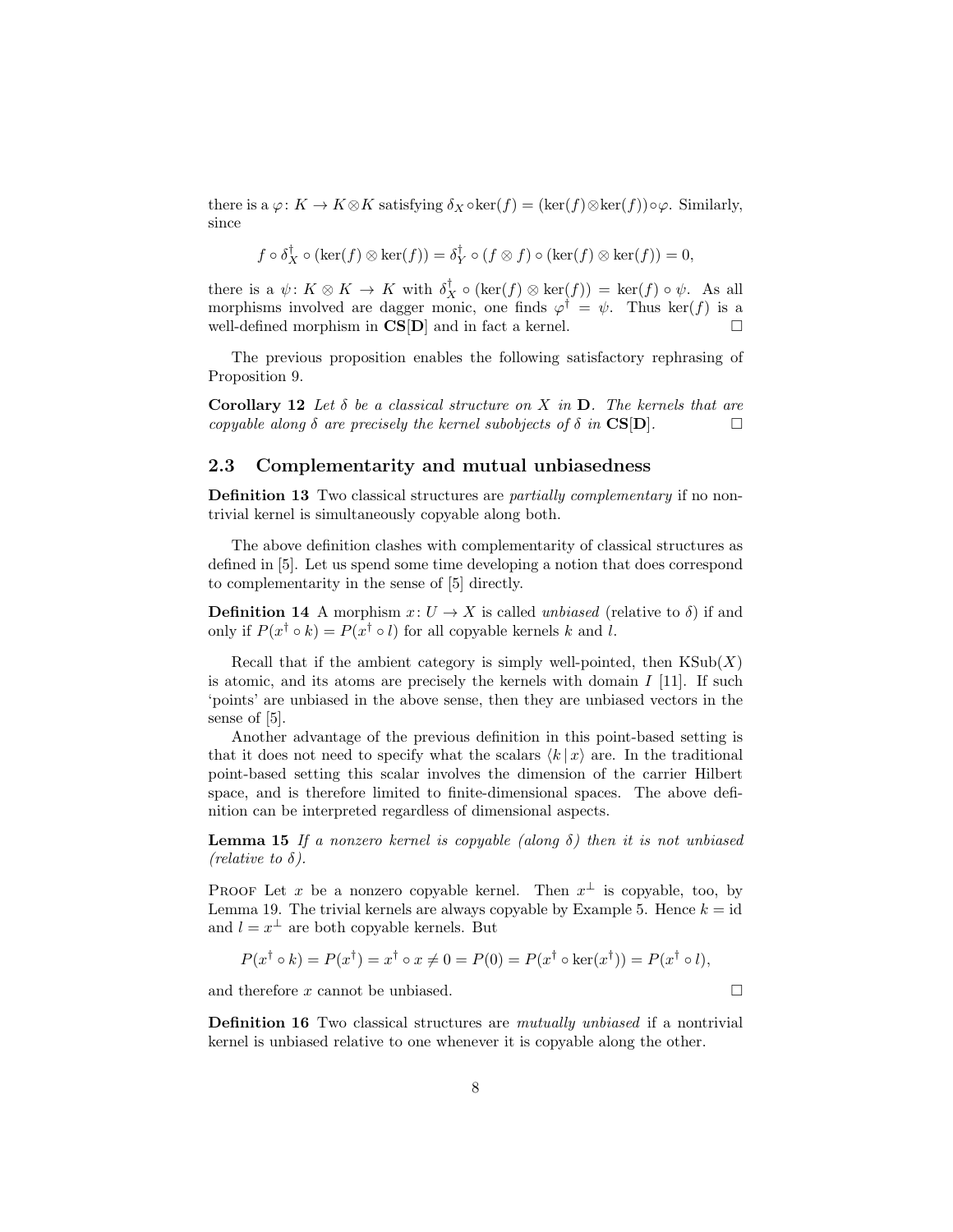there is a $\varphi\colon K \to K \otimes K$ satisfying $\delta_X \circ \ker(f) = (\ker(f) \otimes \ker(f)) \circ \varphi$. Similarly, since

$$f \circ \delta_X^\dagger \circ (\ker(f) \otimes \ker(f)) = \delta_Y^\dagger \circ (f \otimes f) \circ (\ker(f) \otimes \ker(f)) = 0,$$

there is a $\psi\colon K \otimes K \to K$ with $\delta_X^\dagger \circ (\ker(f) \otimes \ker(f)) = \ker(f) \circ \psi$. As all morphisms involved are dagger monic, one finds $\varphi^\dagger = \psi$. Thus $\ker(f)$ is a well-defined morphism in $\mathbf{CS}[\mathbf{D}]$ and in fact a kernel. □

The previous proposition enables the following satisfactory rephrasing of Proposition 9.

**Corollary 12** *Let $\delta$ be a classical structure on $X$ in $\mathbf{D}$. The kernels that are copyable along $\delta$ are precisely the kernel subobjects of $\delta$ in $\mathbf{CS}[\mathbf{D}]$.* □

### 2.3 Complementarity and mutual unbiasedness

**Definition 13** Two classical structures are *partially complementary* if no nontrivial kernel is simultaneously copyable along both.

The above definition clashes with complementarity of classical structures as defined in [5]. Let us spend some time developing a notion that does correspond to complementarity in the sense of [5] directly.

**Definition 14** A morphism $x\colon U \to X$ is called *unbiased* (relative to $\delta$) if and only if $P(x^\dagger \circ k) = P(x^\dagger \circ l)$ for all copyable kernels $k$ and $l$.

Recall that if the ambient category is simply well-pointed, then $\mathrm{KSub}(X)$ is atomic, and its atoms are precisely the kernels with domain $I$ [11]. If such 'points' are unbiased in the above sense, then they are unbiased vectors in the sense of [5].

Another advantage of the previous definition in this point-based setting is that it does not need to specify what the scalars $\langle k \,|\, x \rangle$ are. In the traditional point-based setting this scalar involves the dimension of the carrier Hilbert space, and is therefore limited to finite-dimensional spaces. The above definition can be interpreted regardless of dimensional aspects.

**Lemma 15** *If a nonzero kernel is copyable (along $\delta$) then it is not unbiased (relative to $\delta$).*

Proof Let $x$ be a nonzero copyable kernel. Then $x^\perp$ is copyable, too, by Lemma 19. The trivial kernels are always copyable by Example 5. Hence $k = \mathrm{id}$ and $l = x^\perp$ are both copyable kernels. But

$$P(x^\dagger \circ k) = P(x^\dagger) = x^\dagger \circ x \neq 0 = P(0) = P(x^\dagger \circ \ker(x^\dagger)) = P(x^\dagger \circ l),$$

and therefore $x$ cannot be unbiased. □

**Definition 16** Two classical structures are *mutually unbiased* if a nontrivial kernel is unbiased relative to one whenever it is copyable along the other.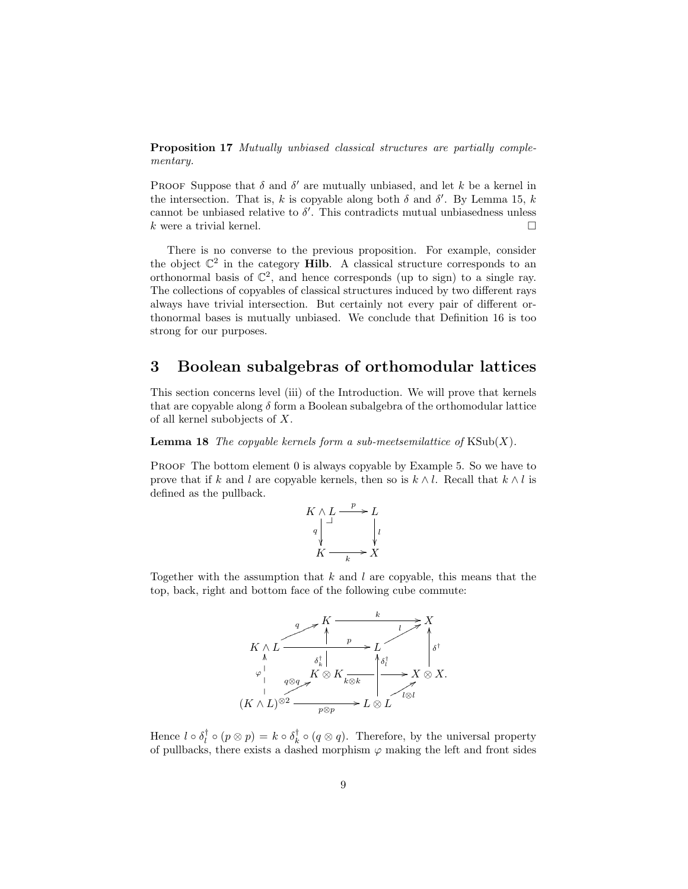**Proposition 17** *Mutually unbiased classical structures are partially complementary.*

Proof Suppose that $\delta$ and $\delta'$ are mutually unbiased, and let $k$ be a kernel in the intersection. That is, $k$ is copyable along both $\delta$ and $\delta'$. By Lemma 15, $k$ cannot be unbiased relative to $\delta'$. This contradicts mutual unbiasedness unless $k$ were a trivial kernel. □

There is no converse to the previous proposition. For example, consider the object $\mathbb{C}^2$ in the category **Hilb**. A classical structure corresponds to an orthonormal basis of $\mathbb{C}^2$, and hence corresponds (up to sign) to a single ray. The collections of copyables of classical structures induced by two different rays always have trivial intersection. But certainly not every pair of different orthonormal bases is mutually unbiased. We conclude that Definition 16 is too strong for our purposes.

## 3 Boolean subalgebras of orthomodular lattices

This section concerns level (iii) of the Introduction. We will prove that kernels that are copyable along $\delta$ form a Boolean subalgebra of the orthomodular lattice of all kernel subobjects of $X$.

**Lemma 18** *The copyable kernels form a sub-meetsemilattice of* $\mathrm{KSub}(X)$.

Proof The bottom element 0 is always copyable by Example 5. So we have to prove that if $k$ and $l$ are copyable kernels, then so is $k \wedge l$. Recall that $k \wedge l$ is defined as the pullback.

$$\begin{array}{ccc} K \wedge L & \xrightarrow{p} & L \\ {\scriptstyle q}\downarrow & \lrcorner & \downarrow{\scriptstyle l} \\ K & \xrightarrow[k]{} & X \end{array}$$

Together with the assumption that $k$ and $l$ are copyable, this means that the top, back, right and bottom face of the following cube commute:

$$\begin{array}{ccccccc} & & K & & \xrightarrow{k} & & X \\ & {\scriptstyle q}\nearrow & \uparrow{\scriptstyle \delta_k^\dagger} & & & {\scriptstyle l}\nearrow & \uparrow{\scriptstyle \delta^\dagger} \\ K \wedge L & & \xrightarrow{p} & & L & & \\ {\scriptstyle \varphi}\uparrow & & K \otimes K & \xrightarrow{k \otimes k} & \uparrow{\scriptstyle \delta_l^\dagger} & & X \otimes X. \\ & {\scriptstyle q\otimes q}\nearrow & & & & {\scriptstyle l\otimes l}\nearrow & \\ (K \wedge L)^{\otimes 2} & & \xrightarrow[p \otimes p]{} & & L \otimes L & & \end{array}$$

Hence $l \circ \delta_l^\dagger \circ (p \otimes p) = k \circ \delta_k^\dagger \circ (q \otimes q)$. Therefore, by the universal property of pullbacks, there exists a dashed morphism $\varphi$ making the left and front sides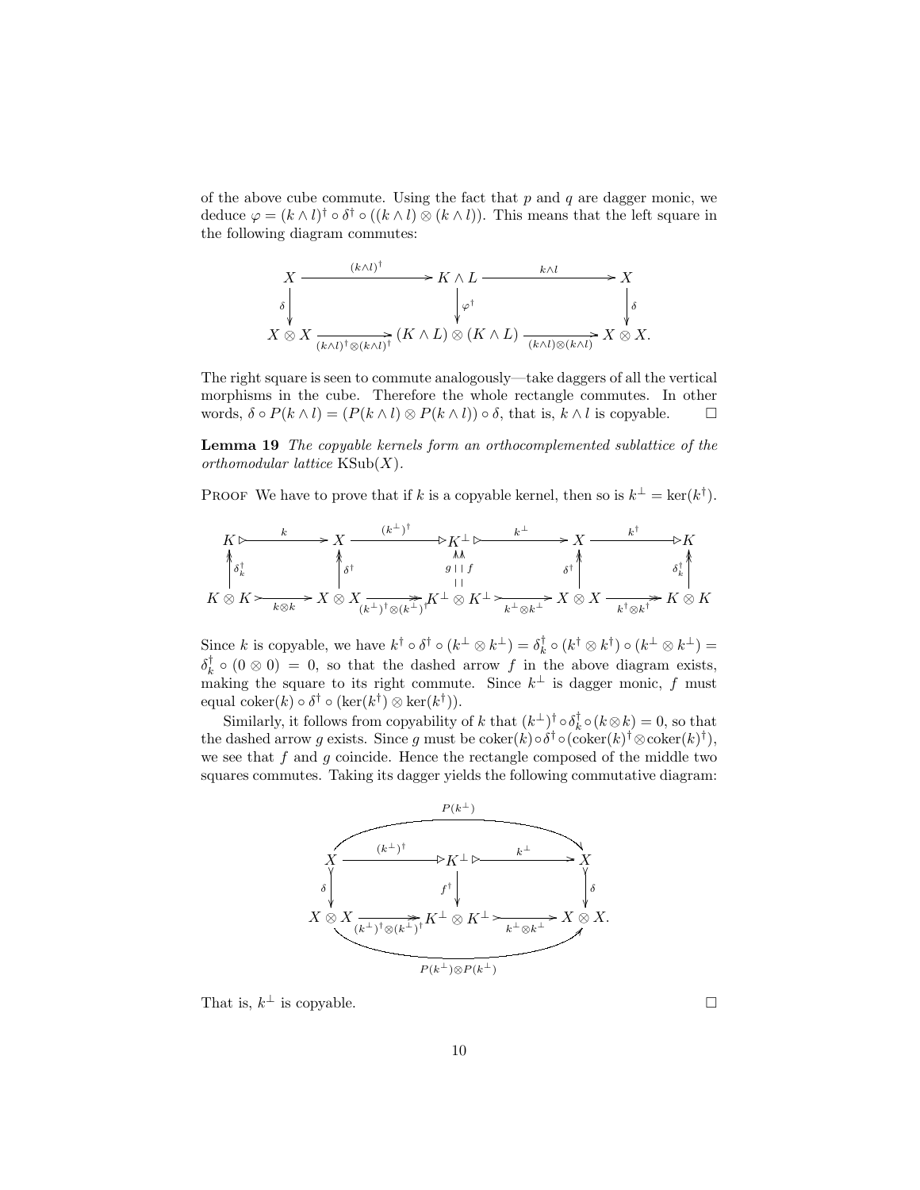of the above cube commute. Using the fact that $p$ and $q$ are dagger monic, we deduce $\varphi = (k \wedge l)^\dagger \circ \delta^\dagger \circ ((k \wedge l) \otimes (k \wedge l))$. This means that the left square in the following diagram commutes:

$$\begin{array}{ccccc}
X & \xrightarrow{(k\wedge l)^\dagger} & K \wedge L & \xrightarrow{k \wedge l} & X \\
\downarrow{\scriptstyle \delta} & & \downarrow{\scriptstyle \varphi^\dagger} & & \downarrow{\scriptstyle \delta} \\
X \otimes X & \xrightarrow[(k\wedge l)^\dagger \otimes (k \wedge l)^\dagger]{} & (K \wedge L) \otimes (K \wedge L) & \xrightarrow[(k\wedge l)\otimes(k\wedge l)]{} & X \otimes X.
\end{array}$$

The right square is seen to commute analogously—take daggers of all the vertical morphisms in the cube. Therefore the whole rectangle commutes. In other words, $\delta \circ P(k \wedge l) = (P(k \wedge l) \otimes P(k \wedge l)) \circ \delta$, that is, $k \wedge l$ is copyable. □

**Lemma 19** *The copyable kernels form an orthocomplemented sublattice of the orthomodular lattice* $\mathrm{KSub}(X)$.

Proof We have to prove that if $k$ is a copyable kernel, then so is $k^\perp = \ker(k^\dagger)$.

$$\begin{array}{ccccccccc}
K & \xrightarrow{k} & X & \xrightarrow{(k^\perp)^\dagger} & K^\perp & \xrightarrow{k^\perp} & X & \xrightarrow{k^\dagger} & K \\
\uparrow{\scriptstyle \delta_k^\dagger} & & \uparrow{\scriptstyle \delta^\dagger} & & \uparrow{\scriptstyle g}\;\uparrow{\scriptstyle f} & & \uparrow{\scriptstyle \delta^\dagger} & & \uparrow{\scriptstyle \delta_k^\dagger} \\
K \otimes K & \xrightarrow[k \otimes k]{} & X \otimes X & \xrightarrow[(k^\perp)^\dagger \otimes (k^\perp)^\dagger]{} & K^\perp \otimes K^\perp & \xrightarrow[k^\perp \otimes k^\perp]{} & X \otimes X & \xrightarrow[k^\dagger \otimes k^\dagger]{} & K \otimes K
\end{array}$$

Since $k$ is copyable, we have $k^\dagger \circ \delta^\dagger \circ (k^\perp \otimes k^\perp) = \delta_k^\dagger \circ (k^\dagger \otimes k^\dagger) \circ (k^\perp \otimes k^\perp) = \delta_k^\dagger \circ (0 \otimes 0) = 0$, so that the dashed arrow $f$ in the above diagram exists, making the square to its right commute. Since $k^\perp$ is dagger monic, $f$ must equal $\mathrm{coker}(k) \circ \delta^\dagger \circ (\ker(k^\dagger) \otimes \ker(k^\dagger))$.

Similarly, it follows from copyability of $k$ that $(k^\perp)^\dagger \circ \delta_k^\dagger \circ (k \otimes k) = 0$, so that the dashed arrow $g$ exists. Since $g$ must be $\mathrm{coker}(k) \circ \delta^\dagger \circ (\mathrm{coker}(k)^\dagger \otimes \mathrm{coker}(k)^\dagger)$, we see that $f$ and $g$ coincide. Hence the rectangle composed of the middle two squares commutes. Taking its dagger yields the following commutative diagram:

$$\begin{array}{ccccc}
X & \xrightarrow{(k^\perp)^\dagger} & K^\perp & \xrightarrow{k^\perp} & X \\
\downarrow{\scriptstyle \delta} & & \downarrow{\scriptstyle f^\dagger} & & \downarrow{\scriptstyle \delta} \\
X \otimes X & \xrightarrow[(k^\perp)^\dagger \otimes (k^\perp)^\dagger]{} & K^\perp \otimes K^\perp & \xrightarrow[k^\perp \otimes k^\perp]{} & X \otimes X.
\end{array}$$

(where the top row composes to $P(k^\perp)$ and the bottom row composes to $P(k^\perp) \otimes P(k^\perp)$)

That is, $k^\perp$ is copyable. □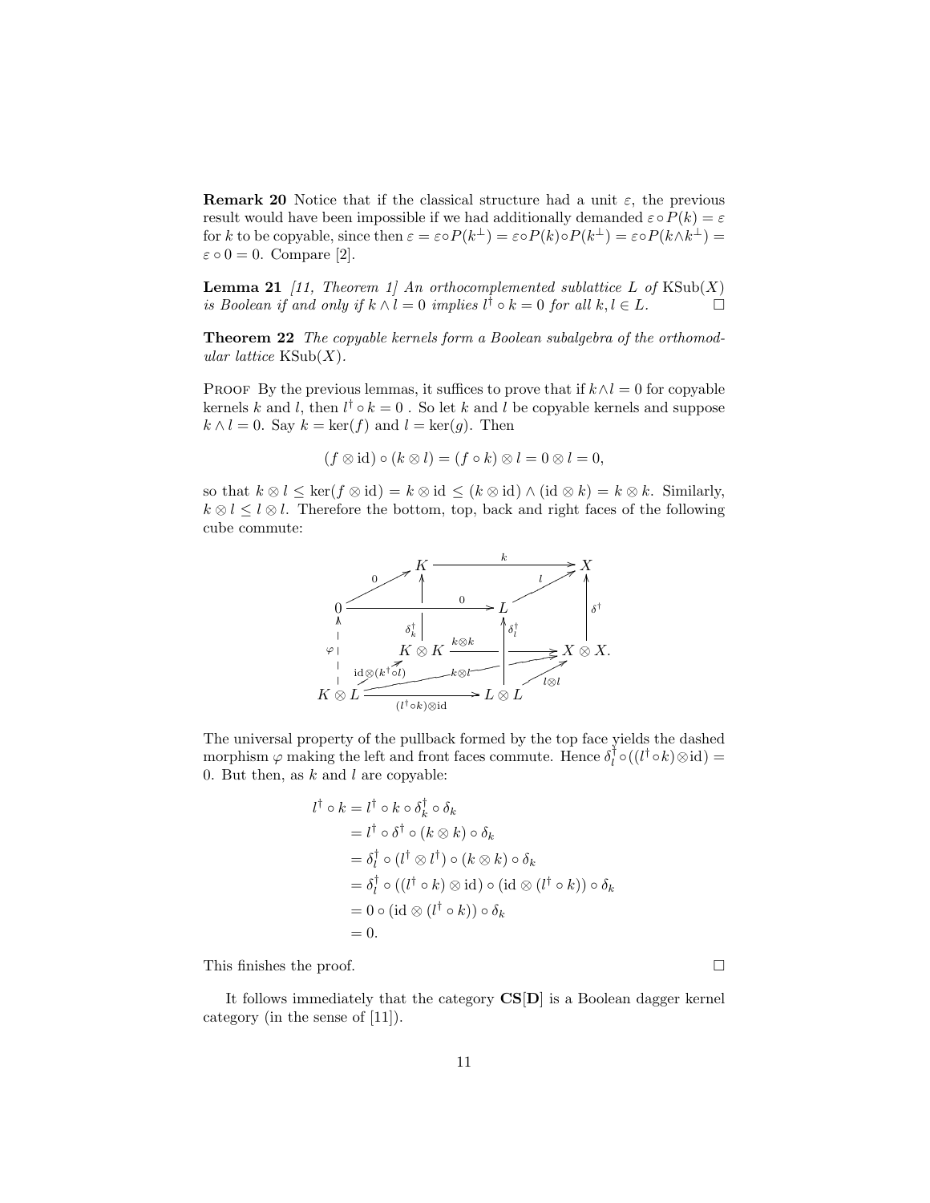**Remark 20** Notice that if the classical structure had a unit $\varepsilon$, the previous result would have been impossible if we had additionally demanded $\varepsilon \circ P(k) = \varepsilon$ for $k$ to be copyable, since then $\varepsilon = \varepsilon \circ P(k^\perp) = \varepsilon \circ P(k) \circ P(k^\perp) = \varepsilon \circ P(k \wedge k^\perp) = \varepsilon \circ 0 = 0$. Compare [2].

**Lemma 21** *[11, Theorem 1] An orthocomplemented sublattice $L$ of $\mathrm{KSub}(X)$ is Boolean if and only if $k \wedge l = 0$ implies $l^\dagger \circ k = 0$ for all $k, l \in L$.* $\square$

**Theorem 22** *The copyable kernels form a Boolean subalgebra of the orthomodular lattice $\mathrm{KSub}(X)$.*

Proof By the previous lemmas, it suffices to prove that if $k \wedge l = 0$ for copyable kernels $k$ and $l$, then $l^\dagger \circ k = 0$ . So let $k$ and $l$ be copyable kernels and suppose $k \wedge l = 0$. Say $k = \ker(f)$ and $l = \ker(g)$. Then

$$(f \otimes \mathrm{id}) \circ (k \otimes l) = (f \circ k) \otimes l = 0 \otimes l = 0,$$

so that $k \otimes l \leq \ker(f \otimes \mathrm{id}) = k \otimes \mathrm{id} \leq (k \otimes \mathrm{id}) \wedge (\mathrm{id} \otimes k) = k \otimes k$. Similarly, $k \otimes l \leq l \otimes l$. Therefore the bottom, top, back and right faces of the following cube commute:

$$
\begin{array}{ccccccc}
 & & K & & \xrightarrow{\quad k \quad} & & X \\
 & \overset{0}{\nearrow} & \uparrow{\scriptstyle \delta_k^\dagger} & & & \overset{l}{\nearrow} & \uparrow{\scriptstyle \delta^\dagger} \\
0 & & \xrightarrow{\quad 0 \quad} & & L & & \\
\uparrow{\scriptstyle \varphi} & & K \otimes K & \xrightarrow{k \otimes k} & \uparrow{\scriptstyle \delta_l^\dagger} & & X \otimes X \\
 & \overset{\mathrm{id} \otimes (k^\dagger \circ l)}{\nearrow} & & \xrightarrow{\quad k \otimes l \quad} & & \overset{l \otimes l}{\nearrow} & \\
K \otimes L & & \xrightarrow{(l^\dagger \circ k) \otimes \mathrm{id}} & & L \otimes L & &
\end{array}
$$

The universal property of the pullback formed by the top face yields the dashed morphism $\varphi$ making the left and front faces commute. Hence $\delta_l^\dagger \circ ((l^\dagger \circ k) \otimes \mathrm{id}) = 0$. But then, as $k$ and $l$ are copyable:

$$
\begin{aligned}
l^\dagger \circ k &= l^\dagger \circ k \circ \delta_k^\dagger \circ \delta_k \\
&= l^\dagger \circ \delta^\dagger \circ (k \otimes k) \circ \delta_k \\
&= \delta_l^\dagger \circ (l^\dagger \otimes l^\dagger) \circ (k \otimes k) \circ \delta_k \\
&= \delta_l^\dagger \circ ((l^\dagger \circ k) \otimes \mathrm{id}) \circ (\mathrm{id} \otimes (l^\dagger \circ k)) \circ \delta_k \\
&= 0 \circ (\mathrm{id} \otimes (l^\dagger \circ k)) \circ \delta_k \\
&= 0.
\end{aligned}
$$

This finishes the proof. $\square$

It follows immediately that the category $\mathbf{CS}[\mathbf{D}]$ is a Boolean dagger kernel category (in the sense of [11]).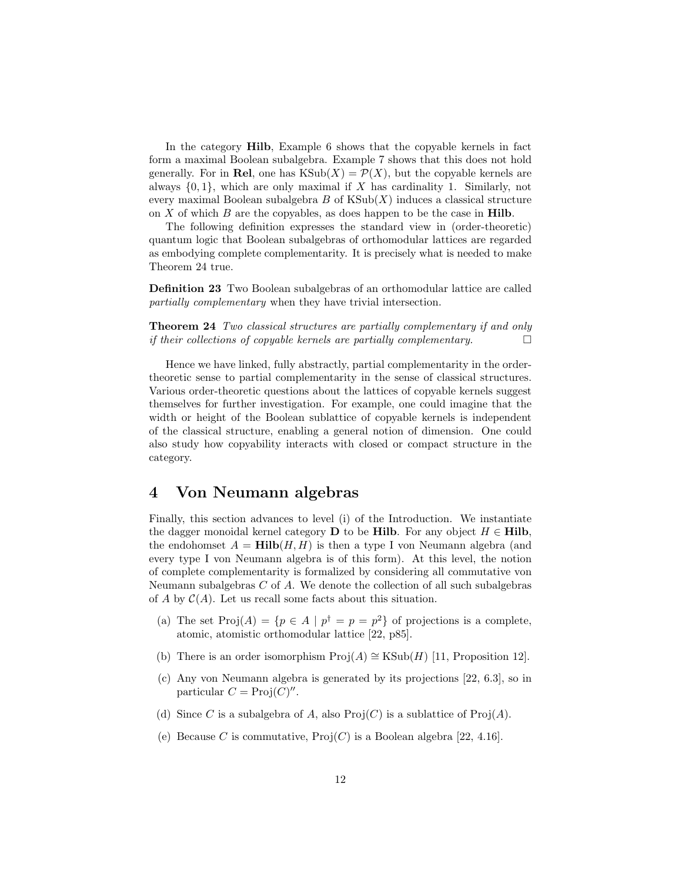In the category **Hilb**, Example 6 shows that the copyable kernels in fact form a maximal Boolean subalgebra. Example 7 shows that this does not hold generally. For in **Rel**, one has $\mathrm{KSub}(X) = \mathcal{P}(X)$, but the copyable kernels are always $\{0, 1\}$, which are only maximal if $X$ has cardinality 1. Similarly, not every maximal Boolean subalgebra $B$ of $\mathrm{KSub}(X)$ induces a classical structure on $X$ of which $B$ are the copyables, as does happen to be the case in **Hilb**.

The following definition expresses the standard view in (order-theoretic) quantum logic that Boolean subalgebras of orthomodular lattices are regarded as embodying complete complementarity. It is precisely what is needed to make Theorem 24 true.

**Definition 23** Two Boolean subalgebras of an orthomodular lattice are called *partially complementary* when they have trivial intersection.

**Theorem 24** *Two classical structures are partially complementary if and only if their collections of copyable kernels are partially complementary.* □

Hence we have linked, fully abstractly, partial complementarity in the order-theoretic sense to partial complementarity in the sense of classical structures. Various order-theoretic questions about the lattices of copyable kernels suggest themselves for further investigation. For example, one could imagine that the width or height of the Boolean sublattice of copyable kernels is independent of the classical structure, enabling a general notion of dimension. One could also study how copyability interacts with closed or compact structure in the category.

# 4 Von Neumann algebras

Finally, this section advances to level (i) of the Introduction. We instantiate the dagger monoidal kernel category $\mathbf{D}$ to be **Hilb**. For any object $H \in \mathbf{Hilb}$, the endohomset $A = \mathbf{Hilb}(H, H)$ is then a type I von Neumann algebra (and every type I von Neumann algebra is of this form). At this level, the notion of complete complementarity is formalized by considering all commutative von Neumann subalgebras $C$ of $A$. We denote the collection of all such subalgebras of $A$ by $\mathcal{C}(A)$. Let us recall some facts about this situation.

(a) The set $\mathrm{Proj}(A) = \{p \in A \mid p^\dagger = p = p^2\}$ of projections is a complete, atomic, atomistic orthomodular lattice [22, p85].

(b) There is an order isomorphism $\mathrm{Proj}(A) \cong \mathrm{KSub}(H)$ [11, Proposition 12].

(c) Any von Neumann algebra is generated by its projections [22, 6.3], so in particular $C = \mathrm{Proj}(C)''$.

(d) Since $C$ is a subalgebra of $A$, also $\mathrm{Proj}(C)$ is a sublattice of $\mathrm{Proj}(A)$.

(e) Because $C$ is commutative, $\mathrm{Proj}(C)$ is a Boolean algebra [22, 4.16].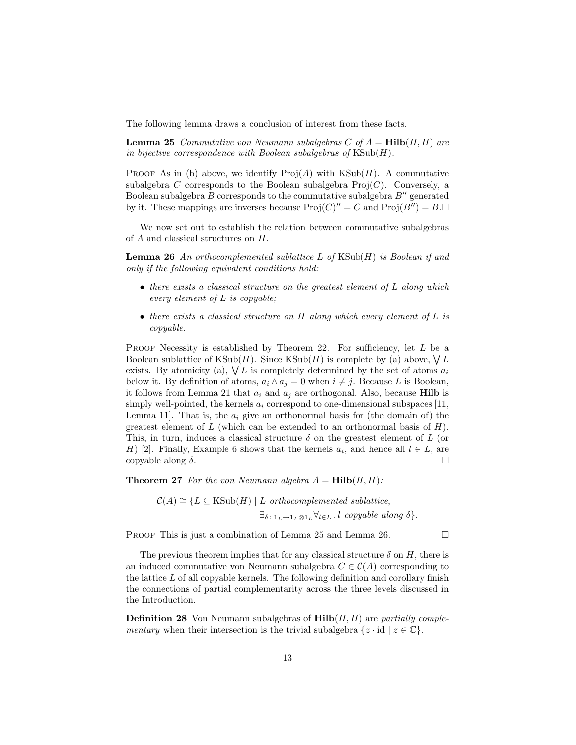The following lemma draws a conclusion of interest from these facts.

**Lemma 25** *Commutative von Neumann subalgebras $C$ of $A = \mathbf{Hilb}(H, H)$ are in bijective correspondence with Boolean subalgebras of* $\mathrm{KSub}(H)$.

Proof As in (b) above, we identify $\mathrm{Proj}(A)$ with $\mathrm{KSub}(H)$. A commutative subalgebra $C$ corresponds to the Boolean subalgebra $\mathrm{Proj}(C)$. Conversely, a Boolean subalgebra $B$ corresponds to the commutative subalgebra $B''$ generated by it. These mappings are inverses because $\mathrm{Proj}(C)'' = C$ and $\mathrm{Proj}(B'') = B$. □

We now set out to establish the relation between commutative subalgebras of $A$ and classical structures on $H$.

**Lemma 26** *An orthocomplemented sublattice $L$ of $\mathrm{KSub}(H)$ is Boolean if and only if the following equivalent conditions hold:*

- *there exists a classical structure on the greatest element of $L$ along which every element of $L$ is copyable;*
- *there exists a classical structure on $H$ along which every element of $L$ is copyable.*

Proof Necessity is established by Theorem 22. For sufficiency, let $L$ be a Boolean sublattice of $\mathrm{KSub}(H)$. Since $\mathrm{KSub}(H)$ is complete by (a) above, $\bigvee L$ exists. By atomicity (a), $\bigvee L$ is completely determined by the set of atoms $a_i$ below it. By definition of atoms, $a_i \wedge a_j = 0$ when $i \neq j$. Because $L$ is Boolean, it follows from Lemma 21 that $a_i$ and $a_j$ are orthogonal. Also, because **Hilb** is simply well-pointed, the kernels $a_i$ correspond to one-dimensional subspaces [11, Lemma 11]. That is, the $a_i$ give an orthonormal basis for (the domain of) the greatest element of $L$ (which can be extended to an orthonormal basis of $H$). This, in turn, induces a classical structure $\delta$ on the greatest element of $L$ (or $H$) [2]. Finally, Example 6 shows that the kernels $a_i$, and hence all $l \in L$, are copyable along $\delta$. □

**Theorem 27** *For the von Neumann algebra $A = \mathbf{Hilb}(H, H)$:*

$$\mathcal{C}(A) \cong \{L \subseteq \mathrm{KSub}(H) \mid L \textit{ orthocomplemented sublattice}, \exists_{\delta \colon 1_L \to 1_L \otimes 1_L} \forall_{l \in L} \,.\, l \textit{ copyable along } \delta\}.$$

Proof This is just a combination of Lemma 25 and Lemma 26. □

The previous theorem implies that for any classical structure $\delta$ on $H$, there is an induced commutative von Neumann subalgebra $C \in \mathcal{C}(A)$ corresponding to the lattice $L$ of all copyable kernels. The following definition and corollary finish the connections of partial complementarity across the three levels discussed in the Introduction.

**Definition 28** Von Neumann subalgebras of $\mathbf{Hilb}(H, H)$ are *partially complementary* when their intersection is the trivial subalgebra $\{z \cdot \mathrm{id} \mid z \in \mathbb{C}\}$.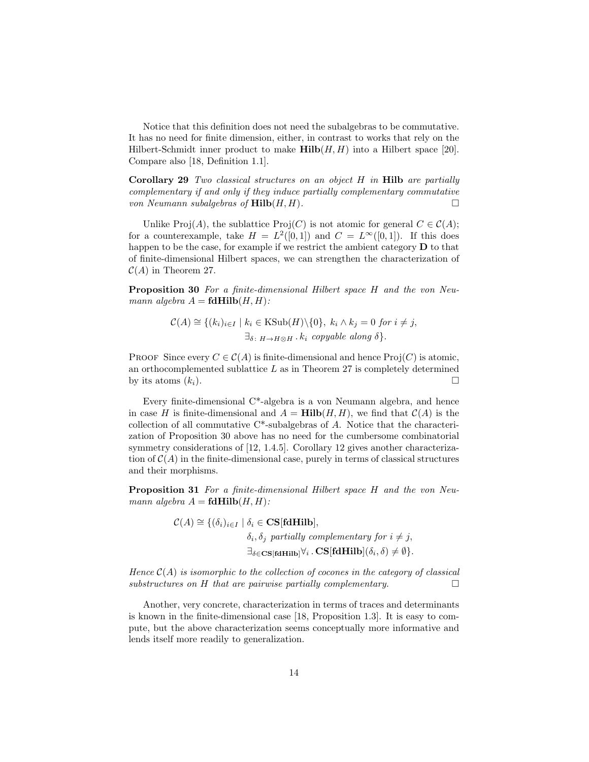Notice that this definition does not need the subalgebras to be commutative. It has no need for finite dimension, either, in contrast to works that rely on the Hilbert-Schmidt inner product to make $\mathbf{Hilb}(H,H)$ into a Hilbert space [20]. Compare also [18, Definition 1.1].

**Corollary 29** *Two classical structures on an object $H$ in* **Hilb** *are partially complementary if and only if they induce partially complementary commutative von Neumann subalgebras of $\mathbf{Hilb}(H,H)$.* □

Unlike $\mathrm{Proj}(A)$, the sublattice $\mathrm{Proj}(C)$ is not atomic for general $C \in \mathcal{C}(A)$; for a counterexample, take $H = L^2([0,1])$ and $C = L^\infty([0,1])$. If this does happen to be the case, for example if we restrict the ambient category $\mathbf{D}$ to that of finite-dimensional Hilbert spaces, we can strengthen the characterization of $\mathcal{C}(A)$ in Theorem 27.

**Proposition 30** *For a finite-dimensional Hilbert space $H$ and the von Neumann algebra $A = \mathbf{fdHilb}(H,H)$:*

$$\mathcal{C}(A) \cong \{(k_i)_{i \in I} \mid k_i \in \mathrm{KSub}(H)\backslash\{0\},\ k_i \wedge k_j = 0 \text{ for } i \neq j,\\ \exists_{\delta \colon H \to H \otimes H} \,.\, k_i \text{ copyable along } \delta\}.$$

Proof Since every $C \in \mathcal{C}(A)$ is finite-dimensional and hence $\mathrm{Proj}(C)$ is atomic, an orthocomplemented sublattice $L$ as in Theorem 27 is completely determined by its atoms $(k_i)$. □

Every finite-dimensional C\*-algebra is a von Neumann algebra, and hence in case $H$ is finite-dimensional and $A = \mathbf{Hilb}(H,H)$, we find that $\mathcal{C}(A)$ is the collection of all commutative C\*-subalgebras of $A$. Notice that the characterization of Proposition 30 above has no need for the cumbersome combinatorial symmetry considerations of [12, 1.4.5]. Corollary 12 gives another characterization of $\mathcal{C}(A)$ in the finite-dimensional case, purely in terms of classical structures and their morphisms.

**Proposition 31** *For a finite-dimensional Hilbert space $H$ and the von Neumann algebra $A = \mathbf{fdHilb}(H,H)$:*

$$\mathcal{C}(A) \cong \{(\delta_i)_{i \in I} \mid \delta_i \in \mathbf{CS}[\mathbf{fdHilb}],\\ \delta_i, \delta_j \text{ partially complementary for } i \neq j,\\ \exists_{\delta \in \mathbf{CS}[\mathbf{fdHilb}]} \forall_i \,.\, \mathbf{CS}[\mathbf{fdHilb}](\delta_i, \delta) \neq \emptyset\}.$$

*Hence $\mathcal{C}(A)$ is isomorphic to the collection of cocones in the category of classical substructures on $H$ that are pairwise partially complementary.* □

Another, very concrete, characterization in terms of traces and determinants is known in the finite-dimensional case [18, Proposition 1.3]. It is easy to compute, but the above characterization seems conceptually more informative and lends itself more readily to generalization.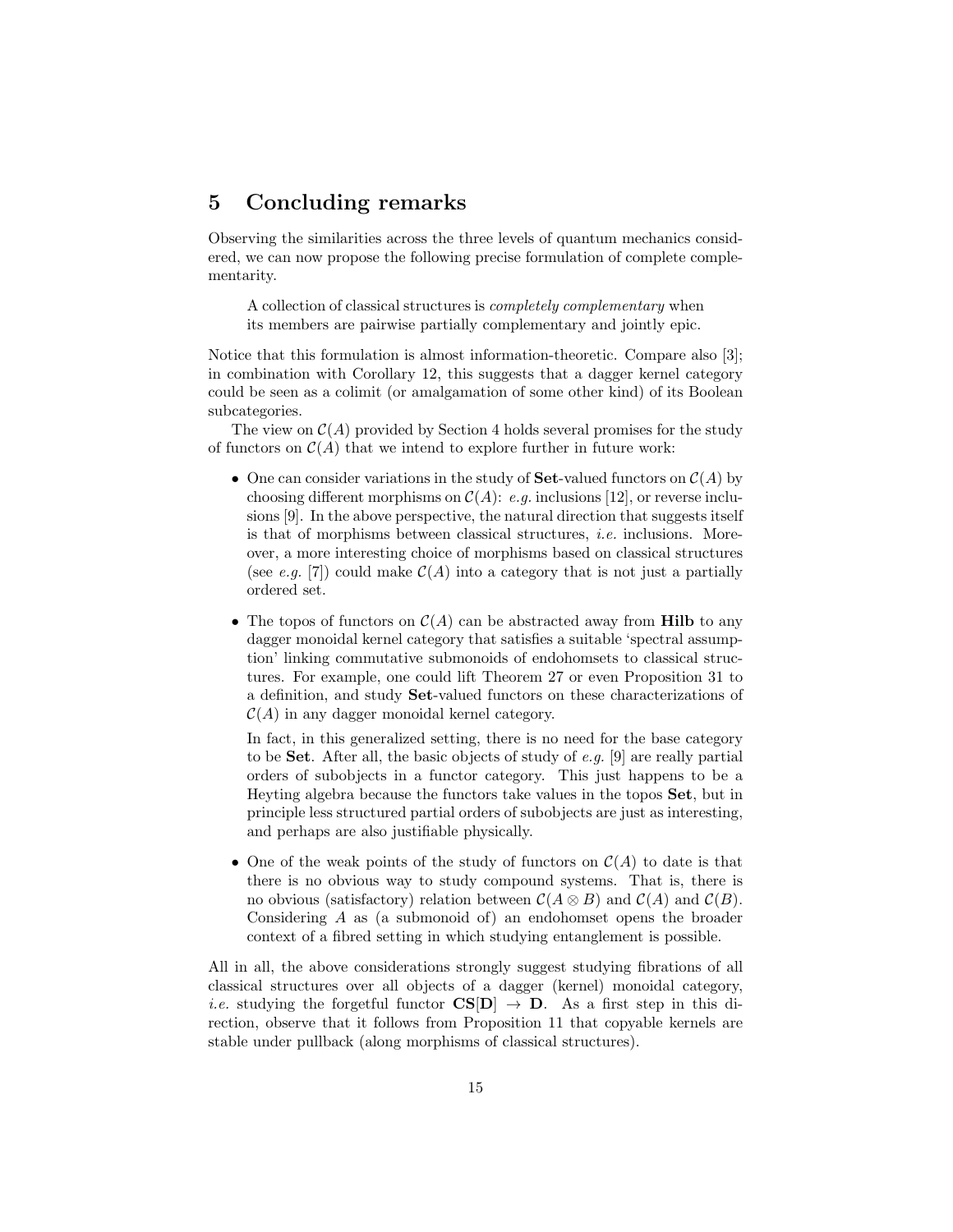## 5 Concluding remarks

Observing the similarities across the three levels of quantum mechanics considered, we can now propose the following precise formulation of complete complementarity.

> A collection of classical structures is *completely complementary* when its members are pairwise partially complementary and jointly epic.

Notice that this formulation is almost information-theoretic. Compare also [3]; in combination with Corollary 12, this suggests that a dagger kernel category could be seen as a colimit (or amalgamation of some other kind) of its Boolean subcategories.

The view on $\mathcal{C}(A)$ provided by Section 4 holds several promises for the study of functors on $\mathcal{C}(A)$ that we intend to explore further in future work:

- One can consider variations in the study of **Set**-valued functors on $\mathcal{C}(A)$ by choosing different morphisms on $\mathcal{C}(A)$: *e.g.* inclusions [12], or reverse inclusions [9]. In the above perspective, the natural direction that suggests itself is that of morphisms between classical structures, *i.e.* inclusions. Moreover, a more interesting choice of morphisms based on classical structures (see *e.g.* [7]) could make $\mathcal{C}(A)$ into a category that is not just a partially ordered set.
- The topos of functors on $\mathcal{C}(A)$ can be abstracted away from **Hilb** to any dagger monoidal kernel category that satisfies a suitable 'spectral assumption' linking commutative submonoids of endohomsets to classical structures. For example, one could lift Theorem 27 or even Proposition 31 to a definition, and study **Set**-valued functors on these characterizations of $\mathcal{C}(A)$ in any dagger monoidal kernel category.

  In fact, in this generalized setting, there is no need for the base category to be **Set**. After all, the basic objects of study of *e.g.* [9] are really partial orders of subobjects in a functor category. This just happens to be a Heyting algebra because the functors take values in the topos **Set**, but in principle less structured partial orders of subobjects are just as interesting, and perhaps are also justifiable physically.
- One of the weak points of the study of functors on $\mathcal{C}(A)$ to date is that there is no obvious way to study compound systems. That is, there is no obvious (satisfactory) relation between $\mathcal{C}(A \otimes B)$ and $\mathcal{C}(A)$ and $\mathcal{C}(B)$. Considering $A$ as (a submonoid of) an endohomset opens the broader context of a fibred setting in which studying entanglement is possible.

All in all, the above considerations strongly suggest studying fibrations of all classical structures over all objects of a dagger (kernel) monoidal category, *i.e.* studying the forgetful functor $\mathbf{CS}[\mathbf{D}] \to \mathbf{D}$. As a first step in this direction, observe that it follows from Proposition 11 that copyable kernels are stable under pullback (along morphisms of classical structures).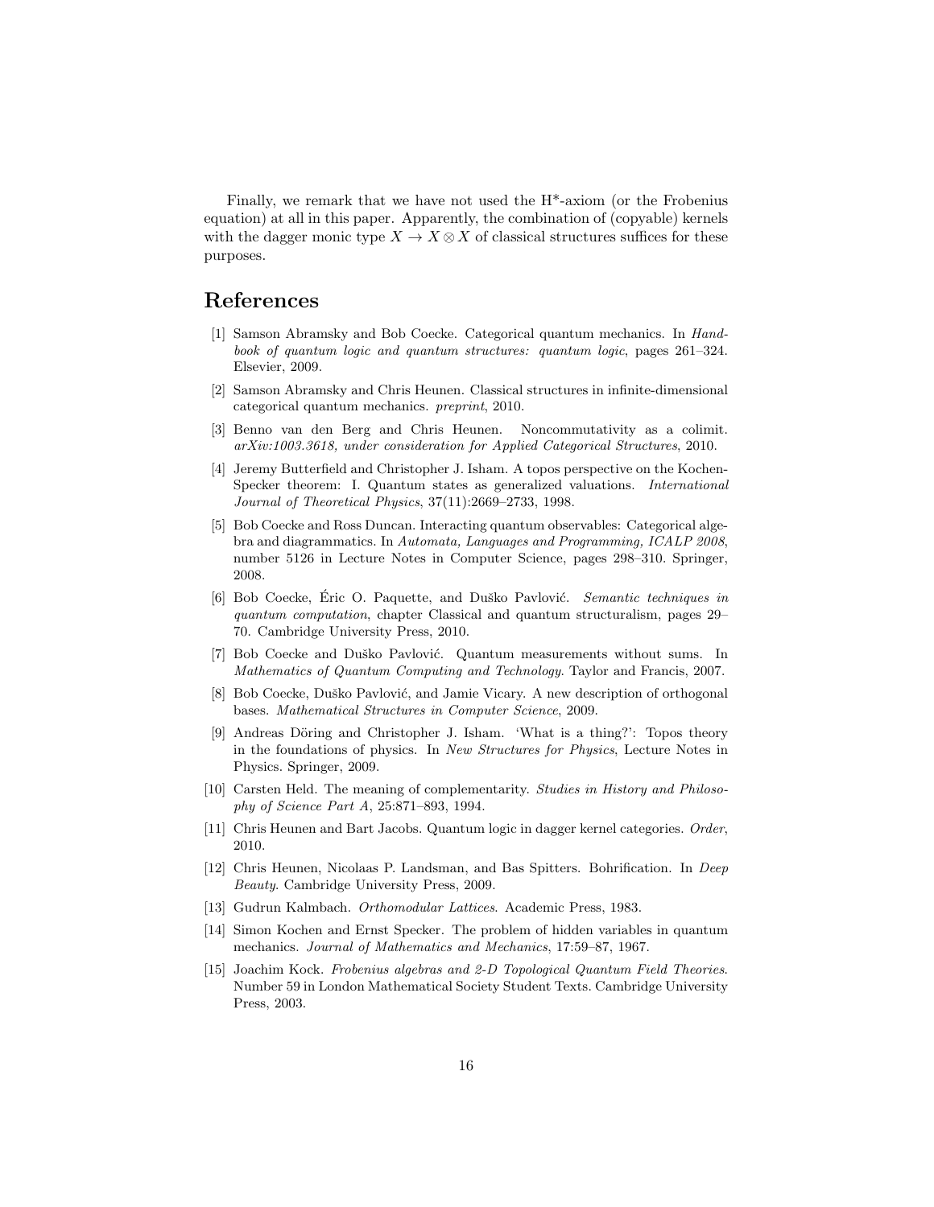Finally, we remark that we have not used the H*-axiom (or the Frobenius equation) at all in this paper. Apparently, the combination of (copyable) kernels with the dagger monic type $X \to X \otimes X$ of classical structures suffices for these purposes.

## References

[1] Samson Abramsky and Bob Coecke. Categorical quantum mechanics. In *Handbook of quantum logic and quantum structures: quantum logic*, pages 261–324. Elsevier, 2009.

[2] Samson Abramsky and Chris Heunen. Classical structures in infinite-dimensional categorical quantum mechanics. *preprint*, 2010.

[3] Benno van den Berg and Chris Heunen. Noncommutativity as a colimit. *arXiv:1003.3618, under consideration for Applied Categorical Structures*, 2010.

[4] Jeremy Butterfield and Christopher J. Isham. A topos perspective on the Kochen-Specker theorem: I. Quantum states as generalized valuations. *International Journal of Theoretical Physics*, 37(11):2669–2733, 1998.

[5] Bob Coecke and Ross Duncan. Interacting quantum observables: Categorical algebra and diagrammatics. In *Automata, Languages and Programming, ICALP 2008*, number 5126 in Lecture Notes in Computer Science, pages 298–310. Springer, 2008.

[6] Bob Coecke, Éric O. Paquette, and Duško Pavlović. *Semantic techniques in quantum computation*, chapter Classical and quantum structuralism, pages 29–70. Cambridge University Press, 2010.

[7] Bob Coecke and Duško Pavlović. Quantum measurements without sums. In *Mathematics of Quantum Computing and Technology*. Taylor and Francis, 2007.

[8] Bob Coecke, Duško Pavlović, and Jamie Vicary. A new description of orthogonal bases. *Mathematical Structures in Computer Science*, 2009.

[9] Andreas Döring and Christopher J. Isham. 'What is a thing?': Topos theory in the foundations of physics. In *New Structures for Physics*, Lecture Notes in Physics. Springer, 2009.

[10] Carsten Held. The meaning of complementarity. *Studies in History and Philosophy of Science Part A*, 25:871–893, 1994.

[11] Chris Heunen and Bart Jacobs. Quantum logic in dagger kernel categories. *Order*, 2010.

[12] Chris Heunen, Nicolaas P. Landsman, and Bas Spitters. Bohrification. In *Deep Beauty*. Cambridge University Press, 2009.

[13] Gudrun Kalmbach. *Orthomodular Lattices*. Academic Press, 1983.

[14] Simon Kochen and Ernst Specker. The problem of hidden variables in quantum mechanics. *Journal of Mathematics and Mechanics*, 17:59–87, 1967.

[15] Joachim Kock. *Frobenius algebras and 2-D Topological Quantum Field Theories*. Number 59 in London Mathematical Society Student Texts. Cambridge University Press, 2003.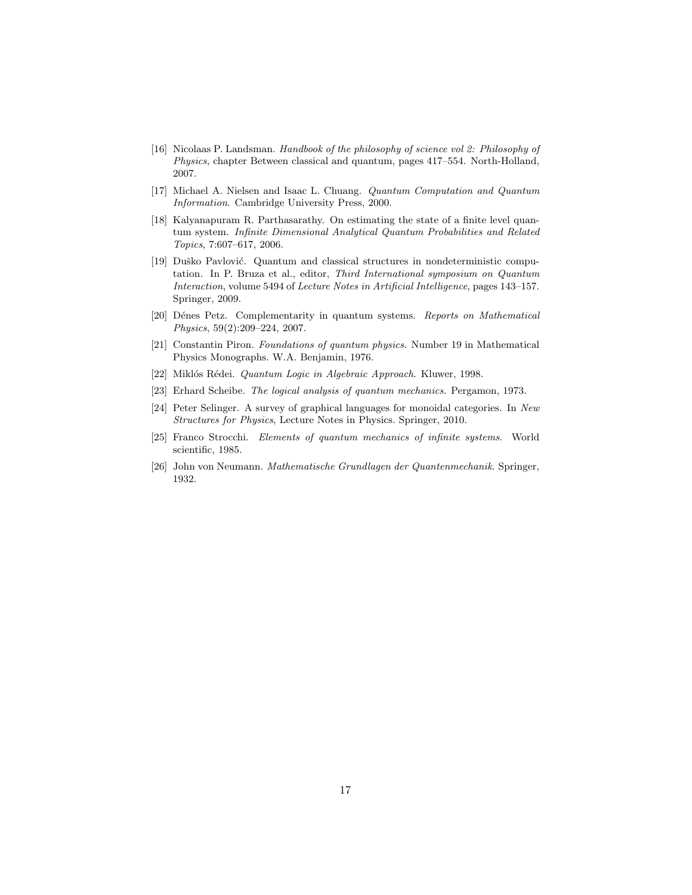[16] Nicolaas P. Landsman. *Handbook of the philosophy of science vol 2: Philosophy of Physics*, chapter Between classical and quantum, pages 417–554. North-Holland, 2007.

[17] Michael A. Nielsen and Isaac L. Chuang. *Quantum Computation and Quantum Information*. Cambridge University Press, 2000.

[18] Kalyanapuram R. Parthasarathy. On estimating the state of a finite level quantum system. *Infinite Dimensional Analytical Quantum Probabilities and Related Topics*, 7:607–617, 2006.

[19] Duško Pavlović. Quantum and classical structures in nondeterministic computation. In P. Bruza et al., editor, *Third International symposium on Quantum Interaction*, volume 5494 of *Lecture Notes in Artificial Intelligence*, pages 143–157. Springer, 2009.

[20] Dénes Petz. Complementarity in quantum systems. *Reports on Mathematical Physics*, 59(2):209–224, 2007.

[21] Constantin Piron. *Foundations of quantum physics*. Number 19 in Mathematical Physics Monographs. W.A. Benjamin, 1976.

[22] Miklós Rédei. *Quantum Logic in Algebraic Approach*. Kluwer, 1998.

[23] Erhard Scheibe. *The logical analysis of quantum mechanics*. Pergamon, 1973.

[24] Peter Selinger. A survey of graphical languages for monoidal categories. In *New Structures for Physics*, Lecture Notes in Physics. Springer, 2010.

[25] Franco Strocchi. *Elements of quantum mechanics of infinite systems*. World scientific, 1985.

[26] John von Neumann. *Mathematische Grundlagen der Quantenmechanik*. Springer, 1932.